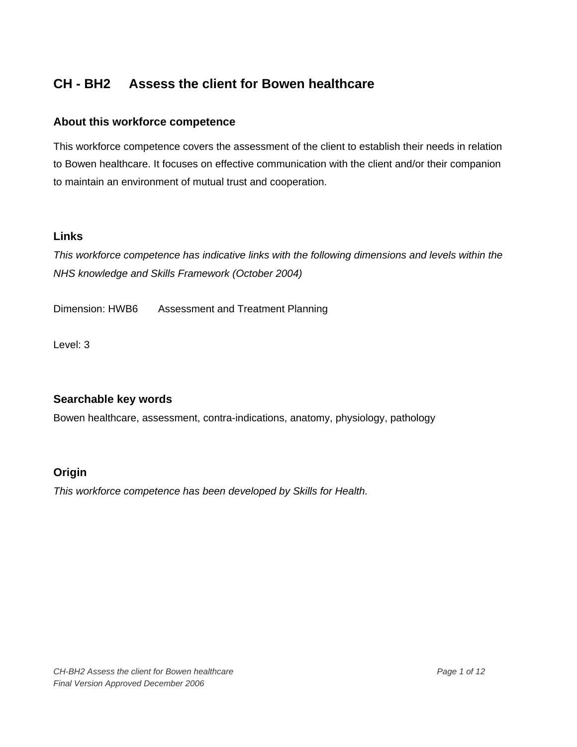# CH - BH2 Assess the client for Bowen healthcare

## About this workforce competence

This workforce competence covers the assessment of the client to establish their needs in relation to Bowen healthcare. It focuses on effective communication with the client and/or their companion to maintain an environment of mutual trust and cooperation.

## Links

*This workforce competence has indicative links with the following dimensions and levels within the NHS knowledge and Skills Framework (October 2004)*

Dimension: HWB6 Assessment and Treatment Planning

Level: 3

## Searchable key words

Bowen healthcare, assessment, contra-indications, anatomy, physiology, pathology

## Origin

*This workforce competence has been developed by Skills for Health.*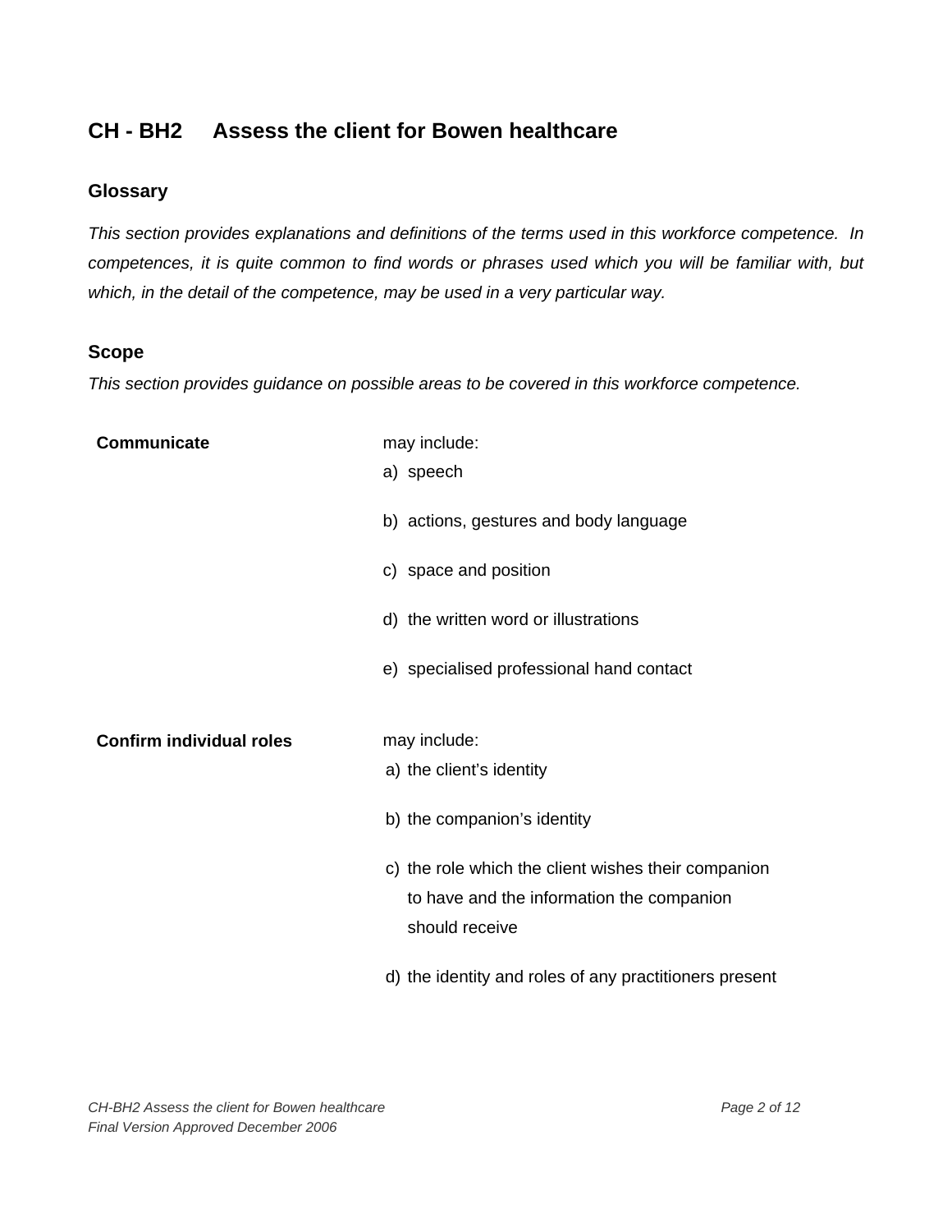## CH - BH2 Assess the client for Bowen healthcare

### Glossary

*This section provides explanations and definitions of the terms used in this workforce competence. In competences, it is quite common to find words or phrases used which you will be familiar with, but which, in the detail of the competence, may be used in a very particular way.*

### Scope

*This section provides guidance on possible areas to be covered in this workforce competence.*

| | |
|---|---|
| **Communicate** | may include:<br>a) speech<br>b) actions, gestures and body language<br>c) space and position<br>d) the written word or illustrations<br>e) specialised professional hand contact |
| **Confirm individual roles** | may include:<br>a) the client's identity<br>b) the companion's identity<br>c) the role which the client wishes their companion to have and the information the companion should receive<br>d) the identity and roles of any practitioners present |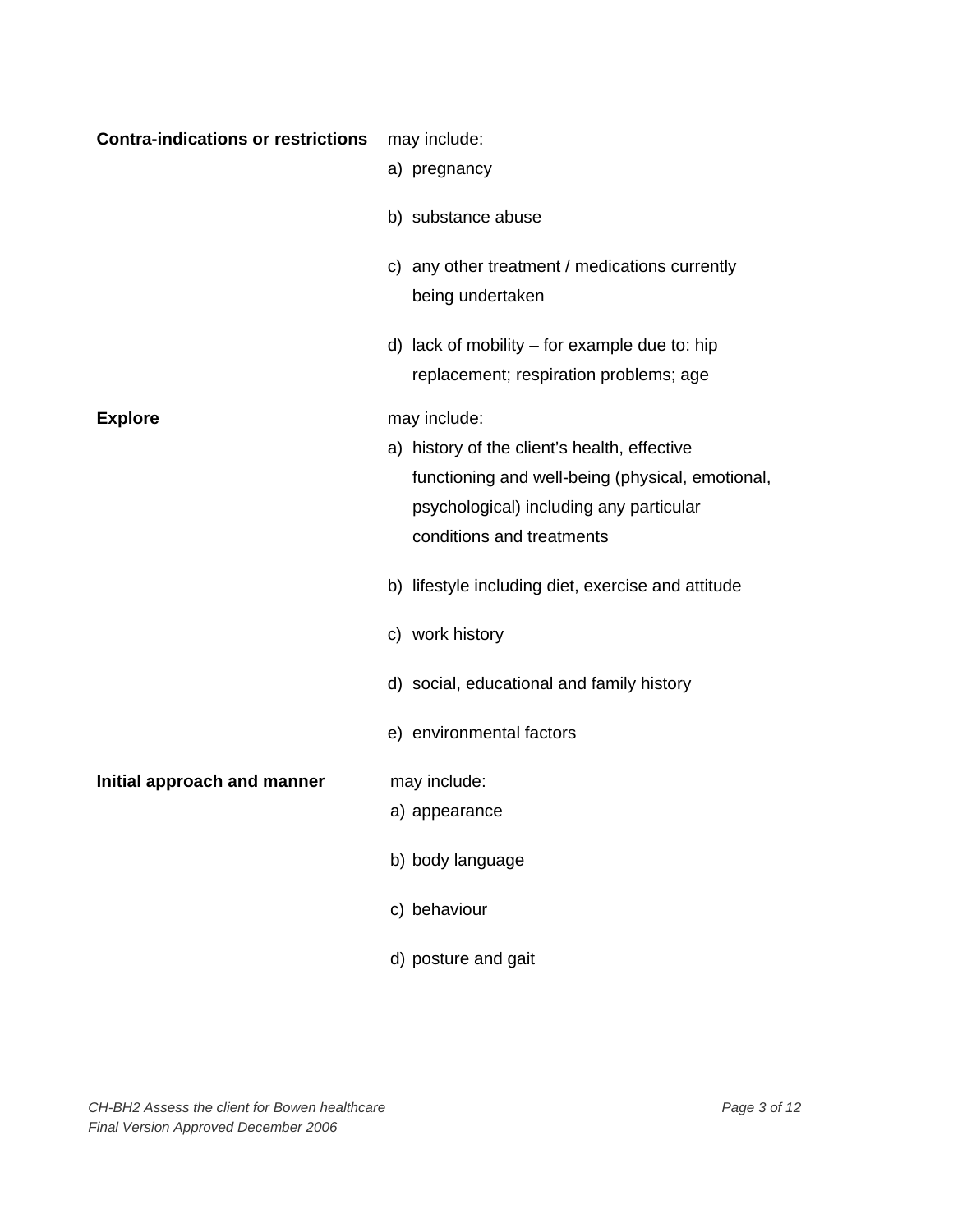**Contra-indications or restrictions** may include:

a) pregnancy

b) substance abuse

c) any other treatment / medications currently being undertaken

d) lack of mobility – for example due to: hip replacement; respiration problems; age

**Explore** may include:

a) history of the client's health, effective functioning and well-being (physical, emotional, psychological) including any particular conditions and treatments

b) lifestyle including diet, exercise and attitude

c) work history

d) social, educational and family history

e) environmental factors

**Initial approach and manner** may include:

a) appearance

b) body language

c) behaviour

d) posture and gait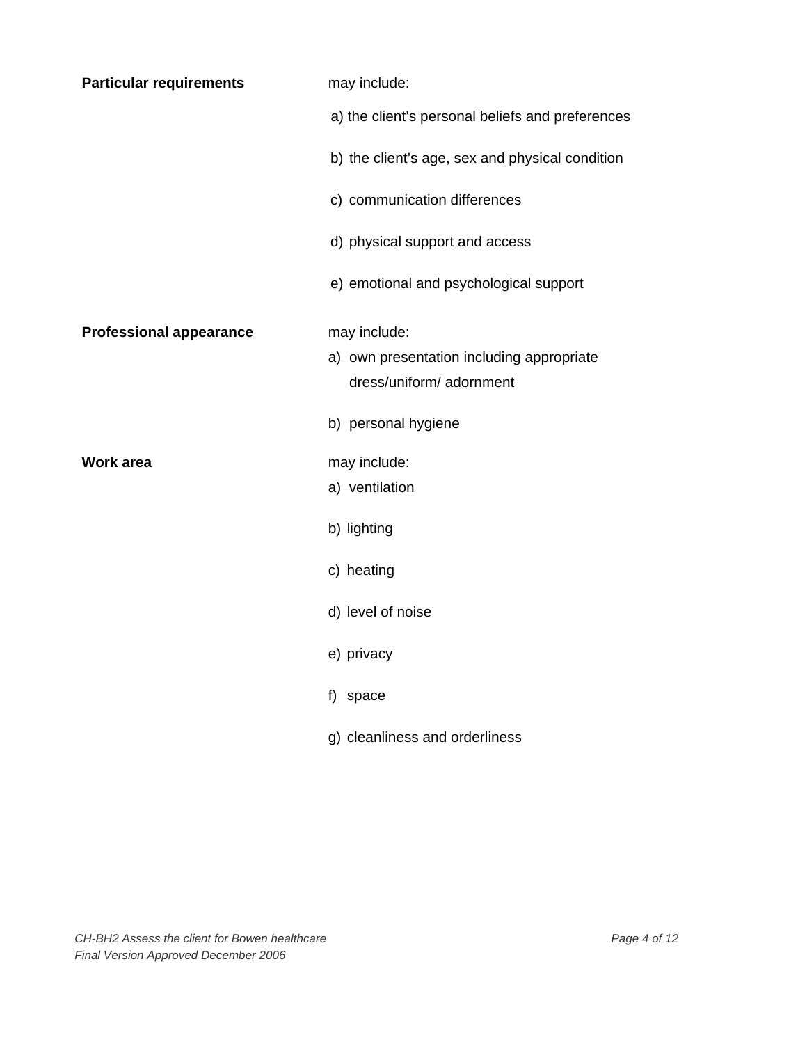**Particular requirements** may include:

a) the client's personal beliefs and preferences

b) the client's age, sex and physical condition

c) communication differences

d) physical support and access

e) emotional and psychological support

**Professional appearance** may include:

a) own presentation including appropriate dress/uniform/ adornment

b) personal hygiene

**Work area** may include:

a) ventilation

b) lighting

c) heating

d) level of noise

e) privacy

f) space

g) cleanliness and orderliness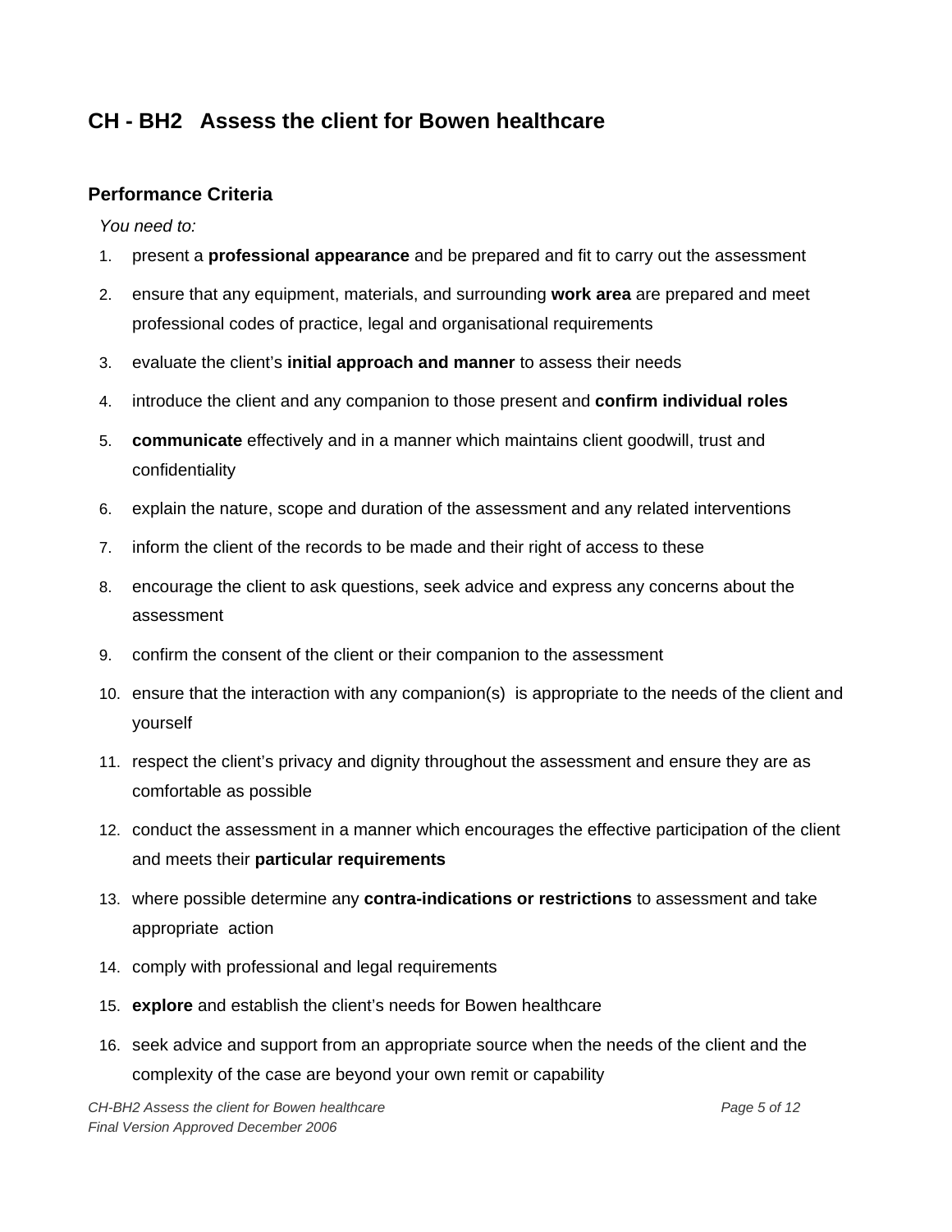## CH - BH2 Assess the client for Bowen healthcare

### Performance Criteria

*You need to:*

1. present a **professional appearance** and be prepared and fit to carry out the assessment
2. ensure that any equipment, materials, and surrounding **work area** are prepared and meet professional codes of practice, legal and organisational requirements
3. evaluate the client's **initial approach and manner** to assess their needs
4. introduce the client and any companion to those present and **confirm individual roles**
5. **communicate** effectively and in a manner which maintains client goodwill, trust and confidentiality
6. explain the nature, scope and duration of the assessment and any related interventions
7. inform the client of the records to be made and their right of access to these
8. encourage the client to ask questions, seek advice and express any concerns about the assessment
9. confirm the consent of the client or their companion to the assessment
10. ensure that the interaction with any companion(s) is appropriate to the needs of the client and yourself
11. respect the client's privacy and dignity throughout the assessment and ensure they are as comfortable as possible
12. conduct the assessment in a manner which encourages the effective participation of the client and meets their **particular requirements**
13. where possible determine any **contra-indications or restrictions** to assessment and take appropriate action
14. comply with professional and legal requirements
15. **explore** and establish the client's needs for Bowen healthcare
16. seek advice and support from an appropriate source when the needs of the client and the complexity of the case are beyond your own remit or capability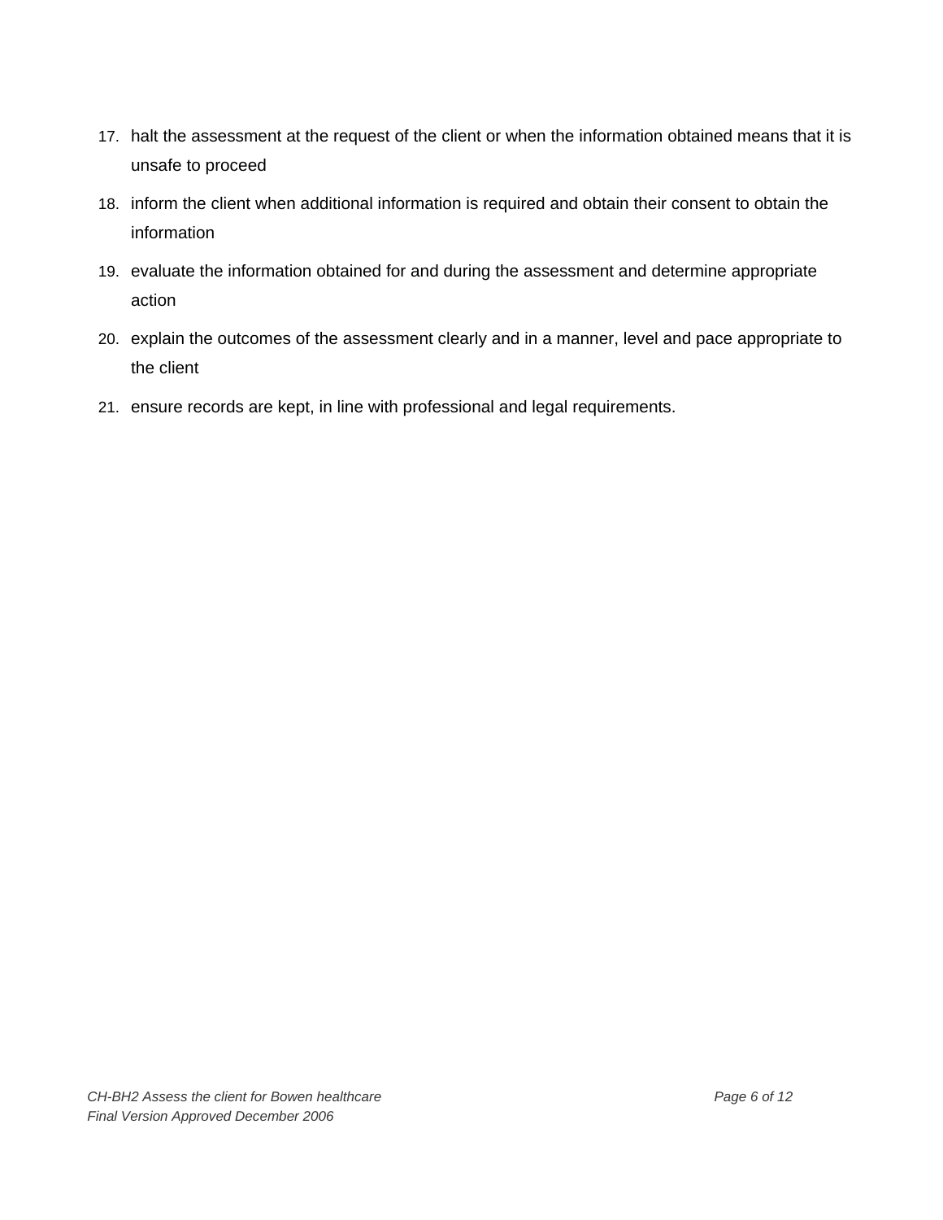17. halt the assessment at the request of the client or when the information obtained means that it is unsafe to proceed
18. inform the client when additional information is required and obtain their consent to obtain the information
19. evaluate the information obtained for and during the assessment and determine appropriate action
20. explain the outcomes of the assessment clearly and in a manner, level and pace appropriate to the client
21. ensure records are kept, in line with professional and legal requirements.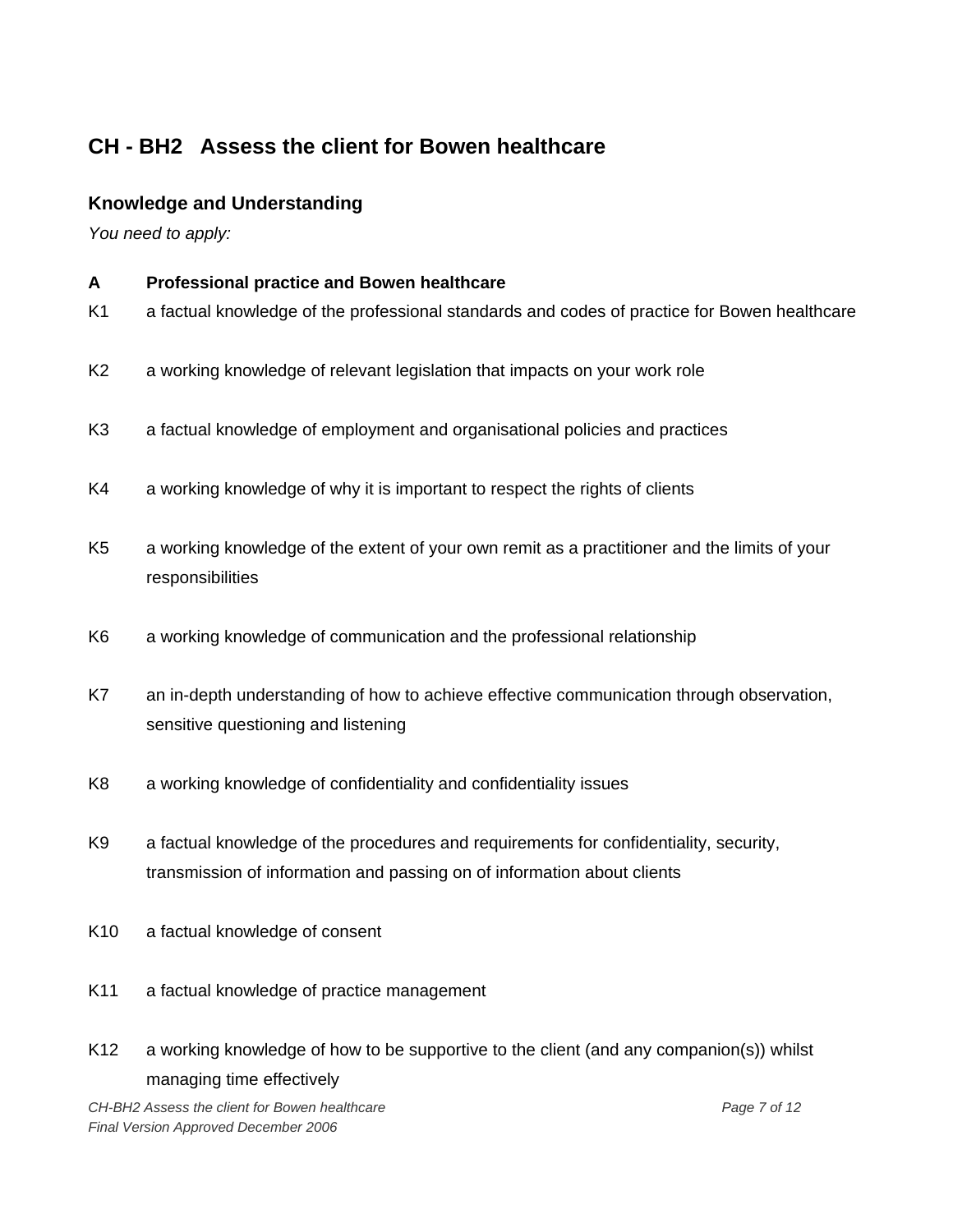## CH - BH2 Assess the client for Bowen healthcare

### Knowledge and Understanding

*You need to apply:*

**A Professional practice and Bowen healthcare**

K1 a factual knowledge of the professional standards and codes of practice for Bowen healthcare

K2 a working knowledge of relevant legislation that impacts on your work role

K3 a factual knowledge of employment and organisational policies and practices

K4 a working knowledge of why it is important to respect the rights of clients

K5 a working knowledge of the extent of your own remit as a practitioner and the limits of your responsibilities

K6 a working knowledge of communication and the professional relationship

K7 an in-depth understanding of how to achieve effective communication through observation, sensitive questioning and listening

K8 a working knowledge of confidentiality and confidentiality issues

K9 a factual knowledge of the procedures and requirements for confidentiality, security, transmission of information and passing on of information about clients

K10 a factual knowledge of consent

K11 a factual knowledge of practice management

K12 a working knowledge of how to be supportive to the client (and any companion(s)) whilst managing time effectively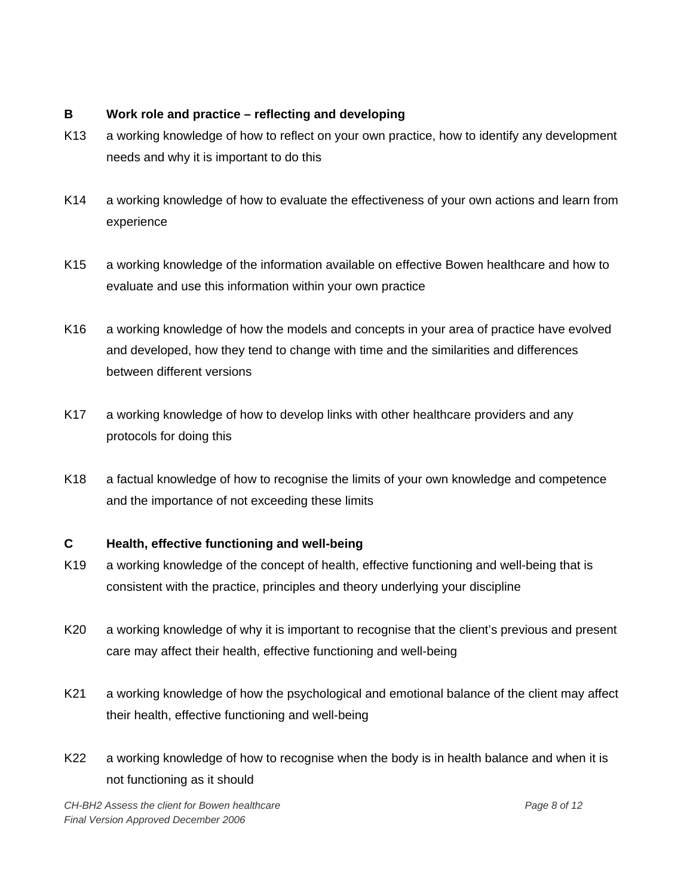**B Work role and practice – reflecting and developing**

K13 a working knowledge of how to reflect on your own practice, how to identify any development needs and why it is important to do this

K14 a working knowledge of how to evaluate the effectiveness of your own actions and learn from experience

K15 a working knowledge of the information available on effective Bowen healthcare and how to evaluate and use this information within your own practice

K16 a working knowledge of how the models and concepts in your area of practice have evolved and developed, how they tend to change with time and the similarities and differences between different versions

K17 a working knowledge of how to develop links with other healthcare providers and any protocols for doing this

K18 a factual knowledge of how to recognise the limits of your own knowledge and competence and the importance of not exceeding these limits

**C Health, effective functioning and well-being**

K19 a working knowledge of the concept of health, effective functioning and well-being that is consistent with the practice, principles and theory underlying your discipline

K20 a working knowledge of why it is important to recognise that the client's previous and present care may affect their health, effective functioning and well-being

K21 a working knowledge of how the psychological and emotional balance of the client may affect their health, effective functioning and well-being

K22 a working knowledge of how to recognise when the body is in health balance and when it is not functioning as it should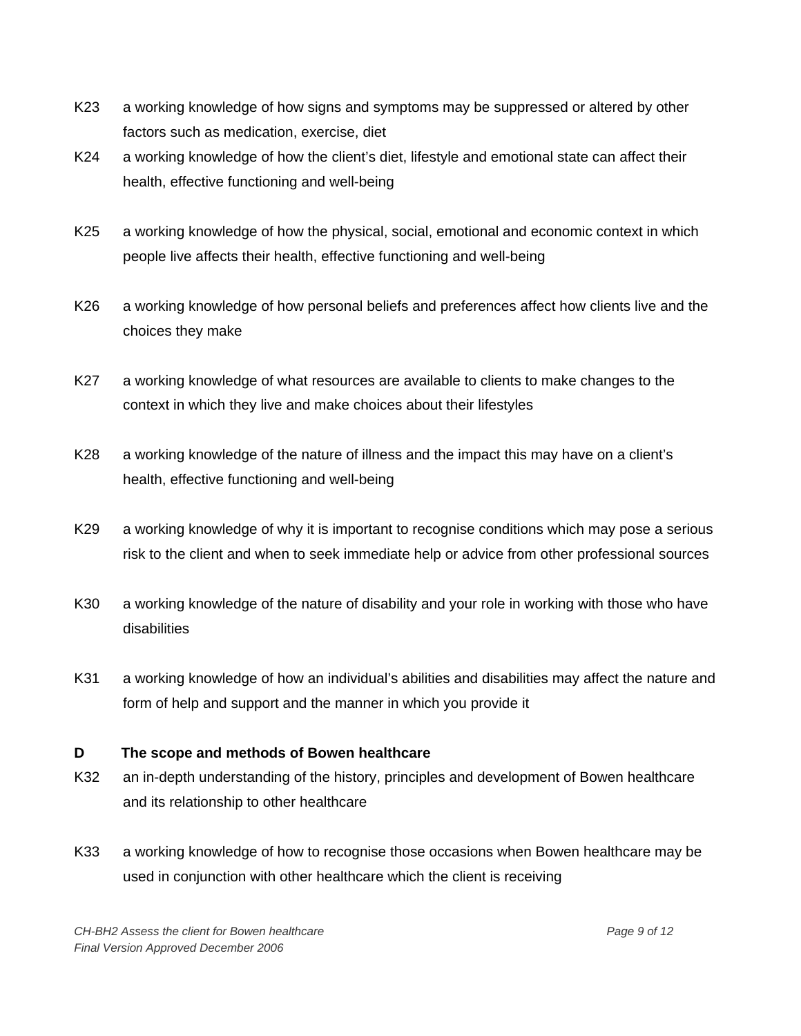K23 a working knowledge of how signs and symptoms may be suppressed or altered by other factors such as medication, exercise, diet

K24 a working knowledge of how the client's diet, lifestyle and emotional state can affect their health, effective functioning and well-being

K25 a working knowledge of how the physical, social, emotional and economic context in which people live affects their health, effective functioning and well-being

K26 a working knowledge of how personal beliefs and preferences affect how clients live and the choices they make

K27 a working knowledge of what resources are available to clients to make changes to the context in which they live and make choices about their lifestyles

K28 a working knowledge of the nature of illness and the impact this may have on a client's health, effective functioning and well-being

K29 a working knowledge of why it is important to recognise conditions which may pose a serious risk to the client and when to seek immediate help or advice from other professional sources

K30 a working knowledge of the nature of disability and your role in working with those who have disabilities

K31 a working knowledge of how an individual's abilities and disabilities may affect the nature and form of help and support and the manner in which you provide it

**D The scope and methods of Bowen healthcare**

K32 an in-depth understanding of the history, principles and development of Bowen healthcare and its relationship to other healthcare

K33 a working knowledge of how to recognise those occasions when Bowen healthcare may be used in conjunction with other healthcare which the client is receiving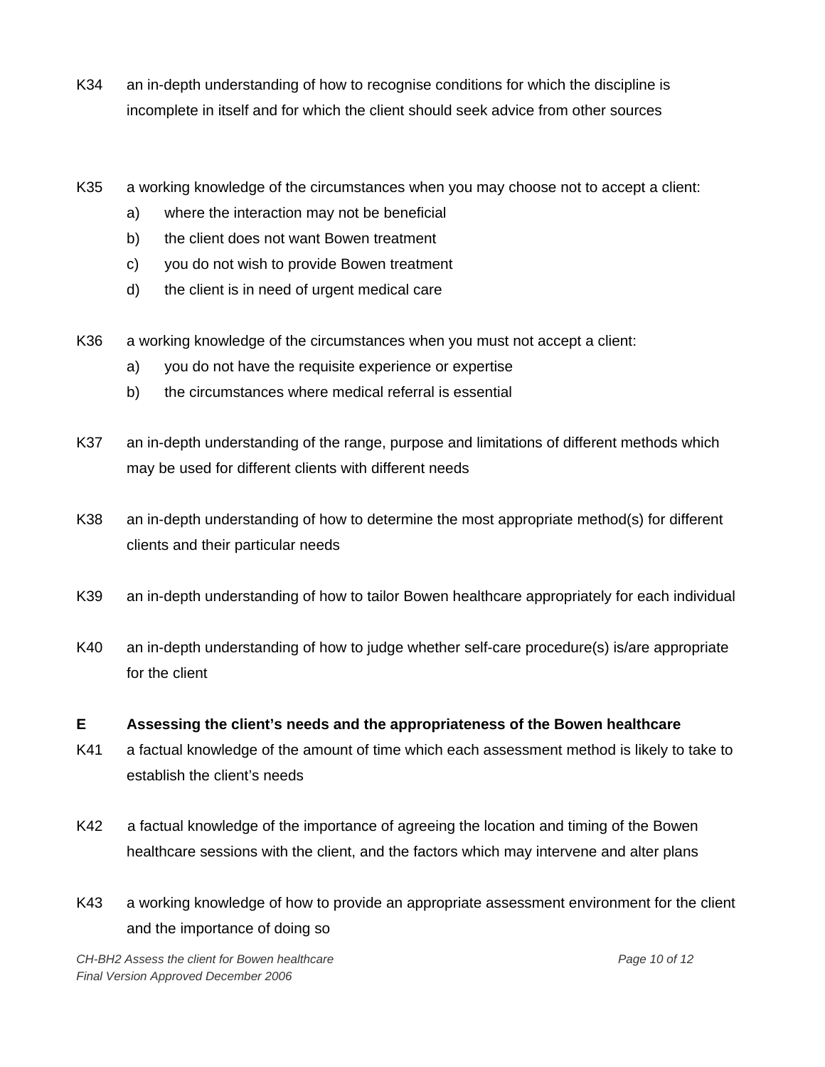K34 an in-depth understanding of how to recognise conditions for which the discipline is incomplete in itself and for which the client should seek advice from other sources

K35 a working knowledge of the circumstances when you may choose not to accept a client:

a) where the interaction may not be beneficial
b) the client does not want Bowen treatment
c) you do not wish to provide Bowen treatment
d) the client is in need of urgent medical care

K36 a working knowledge of the circumstances when you must not accept a client:

a) you do not have the requisite experience or expertise
b) the circumstances where medical referral is essential

K37 an in-depth understanding of the range, purpose and limitations of different methods which may be used for different clients with different needs

K38 an in-depth understanding of how to determine the most appropriate method(s) for different clients and their particular needs

K39 an in-depth understanding of how to tailor Bowen healthcare appropriately for each individual

K40 an in-depth understanding of how to judge whether self-care procedure(s) is/are appropriate for the client

**E Assessing the client's needs and the appropriateness of the Bowen healthcare**

K41 a factual knowledge of the amount of time which each assessment method is likely to take to establish the client's needs

K42 a factual knowledge of the importance of agreeing the location and timing of the Bowen healthcare sessions with the client, and the factors which may intervene and alter plans

K43 a working knowledge of how to provide an appropriate assessment environment for the client and the importance of doing so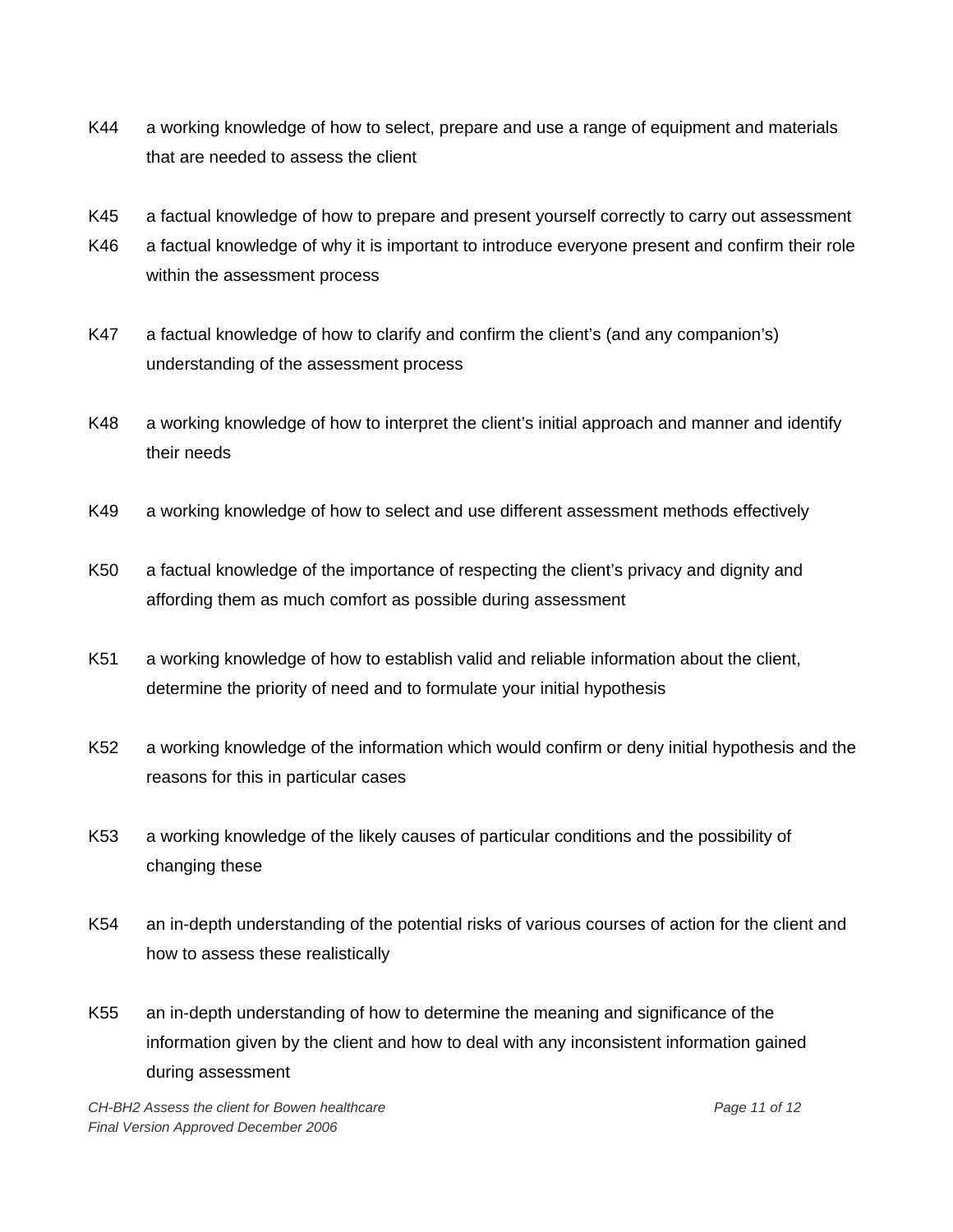K44 a working knowledge of how to select, prepare and use a range of equipment and materials that are needed to assess the client

K45 a factual knowledge of how to prepare and present yourself correctly to carry out assessment

K46 a factual knowledge of why it is important to introduce everyone present and confirm their role within the assessment process

K47 a factual knowledge of how to clarify and confirm the client's (and any companion's) understanding of the assessment process

K48 a working knowledge of how to interpret the client's initial approach and manner and identify their needs

K49 a working knowledge of how to select and use different assessment methods effectively

K50 a factual knowledge of the importance of respecting the client's privacy and dignity and affording them as much comfort as possible during assessment

K51 a working knowledge of how to establish valid and reliable information about the client, determine the priority of need and to formulate your initial hypothesis

K52 a working knowledge of the information which would confirm or deny initial hypothesis and the reasons for this in particular cases

K53 a working knowledge of the likely causes of particular conditions and the possibility of changing these

K54 an in-depth understanding of the potential risks of various courses of action for the client and how to assess these realistically

K55 an in-depth understanding of how to determine the meaning and significance of the information given by the client and how to deal with any inconsistent information gained during assessment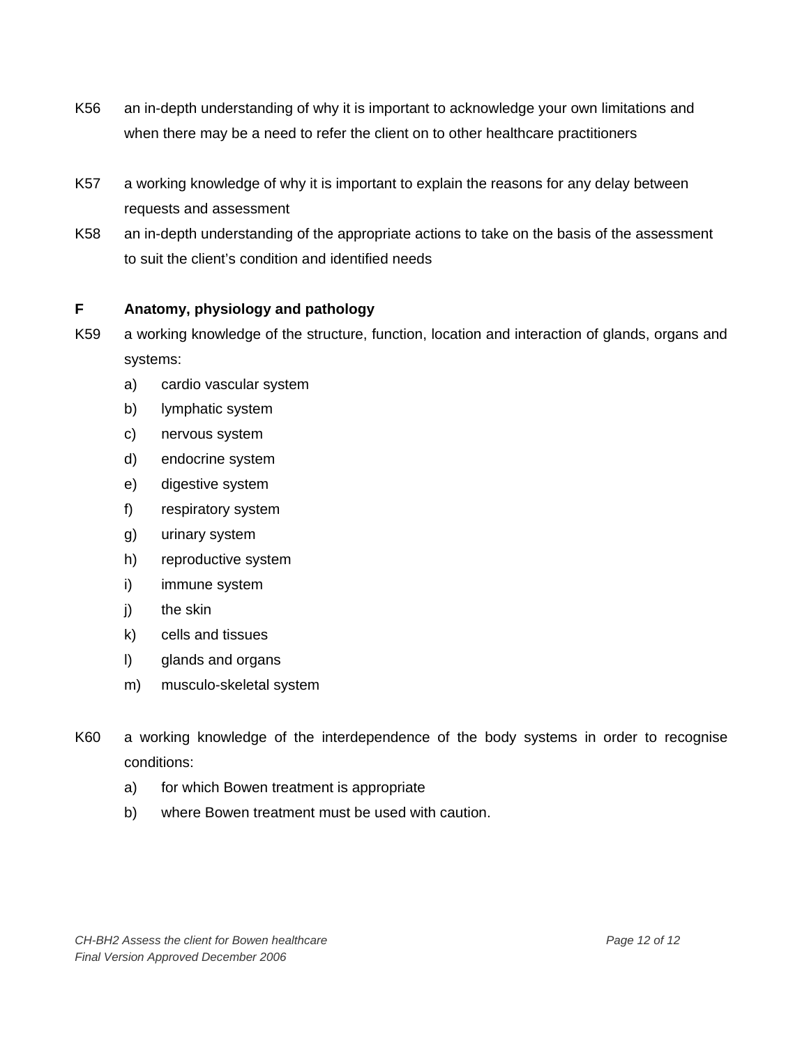K56 an in-depth understanding of why it is important to acknowledge your own limitations and when there may be a need to refer the client on to other healthcare practitioners

K57 a working knowledge of why it is important to explain the reasons for any delay between requests and assessment

K58 an in-depth understanding of the appropriate actions to take on the basis of the assessment to suit the client's condition and identified needs

**F Anatomy, physiology and pathology**

K59 a working knowledge of the structure, function, location and interaction of glands, organs and systems:

- a) cardio vascular system
- b) lymphatic system
- c) nervous system
- d) endocrine system
- e) digestive system
- f) respiratory system
- g) urinary system
- h) reproductive system
- i) immune system
- j) the skin
- k) cells and tissues
- l) glands and organs
- m) musculo-skeletal system

K60 a working knowledge of the interdependence of the body systems in order to recognise conditions:

- a) for which Bowen treatment is appropriate
- b) where Bowen treatment must be used with caution.